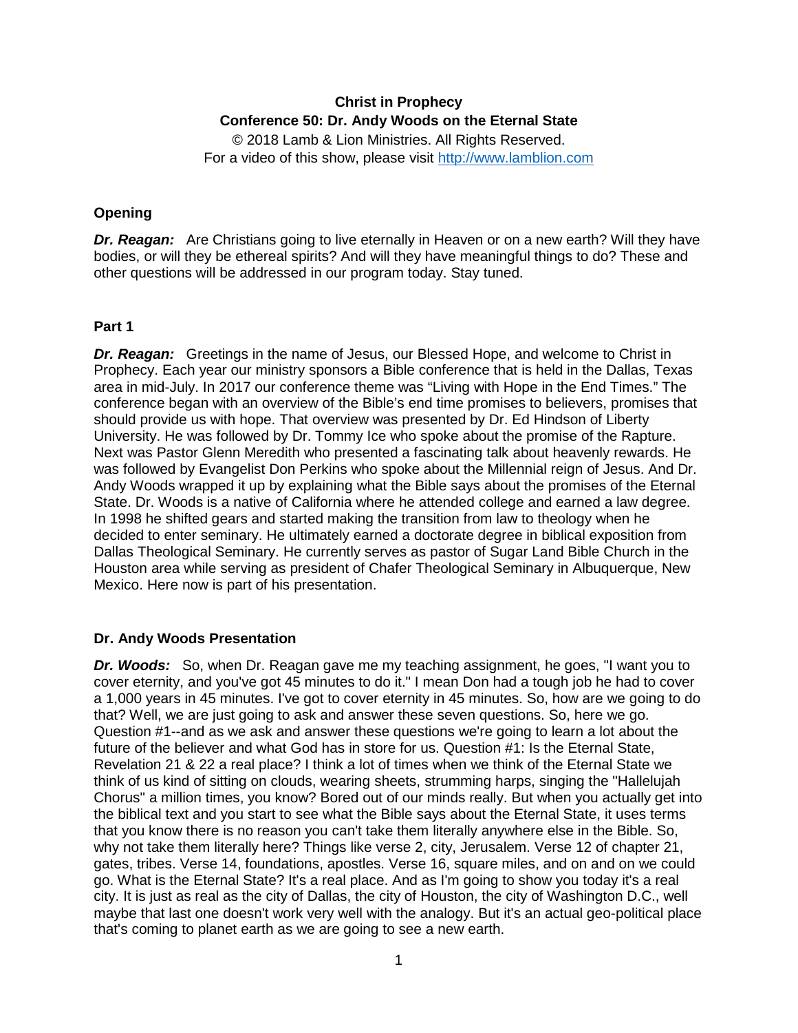**Christ in Prophecy**

**Conference 50: Dr. Andy Woods on the Eternal State**

© 2018 Lamb & Lion Ministries. All Rights Reserved.

For a video of this show, please visit http://www.lamblion.com

## Opening

***Dr. Reagan:*** Are Christians going to live eternally in Heaven or on a new earth? Will they have bodies, or will they be ethereal spirits? And will they have meaningful things to do? These and other questions will be addressed in our program today. Stay tuned.

## Part 1

***Dr. Reagan:*** Greetings in the name of Jesus, our Blessed Hope, and welcome to Christ in Prophecy. Each year our ministry sponsors a Bible conference that is held in the Dallas, Texas area in mid-July. In 2017 our conference theme was "Living with Hope in the End Times." The conference began with an overview of the Bible's end time promises to believers, promises that should provide us with hope. That overview was presented by Dr. Ed Hindson of Liberty University. He was followed by Dr. Tommy Ice who spoke about the promise of the Rapture. Next was Pastor Glenn Meredith who presented a fascinating talk about heavenly rewards. He was followed by Evangelist Don Perkins who spoke about the Millennial reign of Jesus. And Dr. Andy Woods wrapped it up by explaining what the Bible says about the promises of the Eternal State. Dr. Woods is a native of California where he attended college and earned a law degree. In 1998 he shifted gears and started making the transition from law to theology when he decided to enter seminary. He ultimately earned a doctorate degree in biblical exposition from Dallas Theological Seminary. He currently serves as pastor of Sugar Land Bible Church in the Houston area while serving as president of Chafer Theological Seminary in Albuquerque, New Mexico. Here now is part of his presentation.

## Dr. Andy Woods Presentation

***Dr. Woods:*** So, when Dr. Reagan gave me my teaching assignment, he goes, "I want you to cover eternity, and you've got 45 minutes to do it." I mean Don had a tough job he had to cover a 1,000 years in 45 minutes. I've got to cover eternity in 45 minutes. So, how are we going to do that? Well, we are just going to ask and answer these seven questions. So, here we go. Question #1--and as we ask and answer these questions we're going to learn a lot about the future of the believer and what God has in store for us. Question #1: Is the Eternal State, Revelation 21 & 22 a real place? I think a lot of times when we think of the Eternal State we think of us kind of sitting on clouds, wearing sheets, strumming harps, singing the "Hallelujah Chorus" a million times, you know? Bored out of our minds really. But when you actually get into the biblical text and you start to see what the Bible says about the Eternal State, it uses terms that you know there is no reason you can't take them literally anywhere else in the Bible. So, why not take them literally here? Things like verse 2, city, Jerusalem. Verse 12 of chapter 21, gates, tribes. Verse 14, foundations, apostles. Verse 16, square miles, and on and on we could go. What is the Eternal State? It's a real place. And as I'm going to show you today it's a real city. It is just as real as the city of Dallas, the city of Houston, the city of Washington D.C., well maybe that last one doesn't work very well with the analogy. But it's an actual geo-political place that's coming to planet earth as we are going to see a new earth.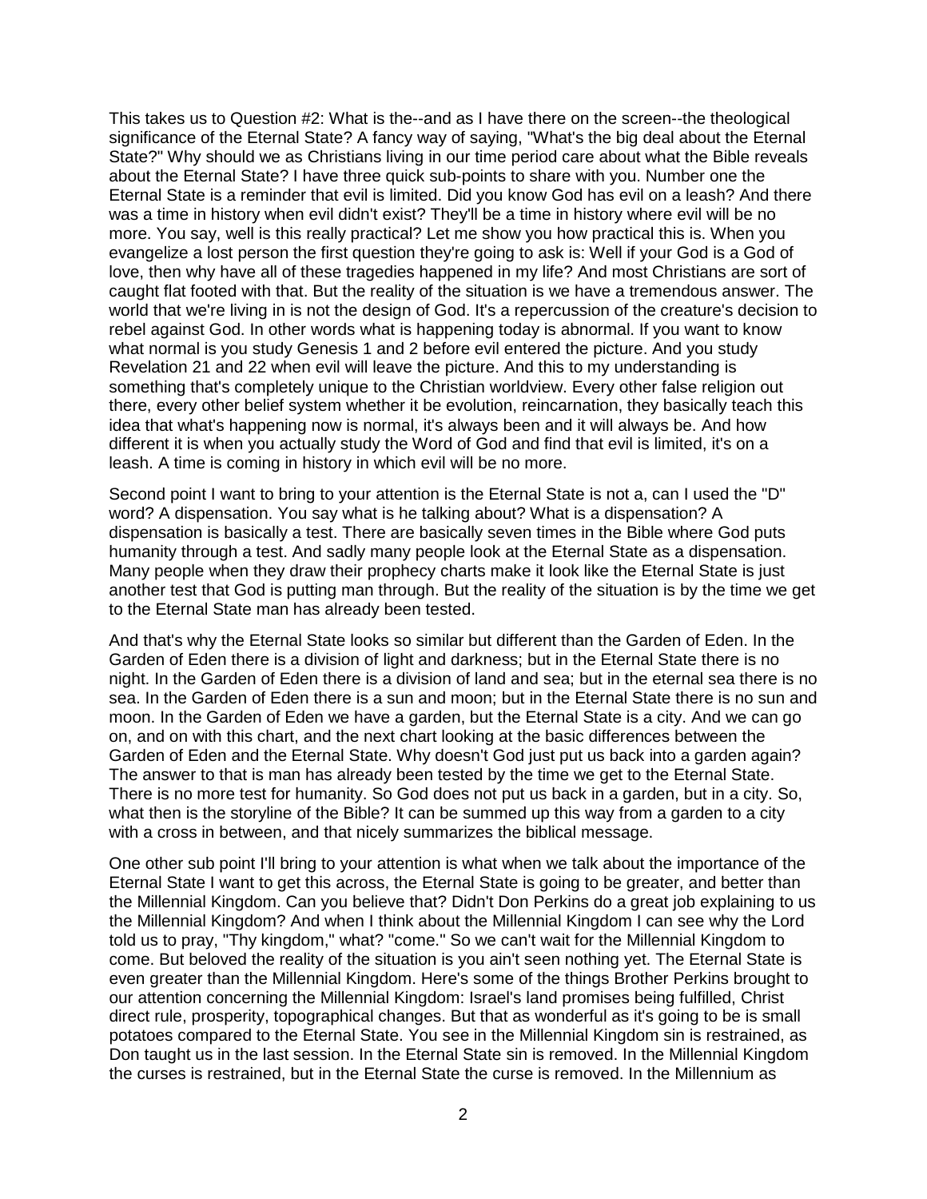This takes us to Question #2: What is the--and as I have there on the screen--the theological significance of the Eternal State? A fancy way of saying, "What's the big deal about the Eternal State?" Why should we as Christians living in our time period care about what the Bible reveals about the Eternal State? I have three quick sub-points to share with you. Number one the Eternal State is a reminder that evil is limited. Did you know God has evil on a leash? And there was a time in history when evil didn't exist? They'll be a time in history where evil will be no more. You say, well is this really practical? Let me show you how practical this is. When you evangelize a lost person the first question they're going to ask is: Well if your God is a God of love, then why have all of these tragedies happened in my life? And most Christians are sort of caught flat footed with that. But the reality of the situation is we have a tremendous answer. The world that we're living in is not the design of God. It's a repercussion of the creature's decision to rebel against God. In other words what is happening today is abnormal. If you want to know what normal is you study Genesis 1 and 2 before evil entered the picture. And you study Revelation 21 and 22 when evil will leave the picture. And this to my understanding is something that's completely unique to the Christian worldview. Every other false religion out there, every other belief system whether it be evolution, reincarnation, they basically teach this idea that what's happening now is normal, it's always been and it will always be. And how different it is when you actually study the Word of God and find that evil is limited, it's on a leash. A time is coming in history in which evil will be no more.

Second point I want to bring to your attention is the Eternal State is not a, can I used the "D" word? A dispensation. You say what is he talking about? What is a dispensation? A dispensation is basically a test. There are basically seven times in the Bible where God puts humanity through a test. And sadly many people look at the Eternal State as a dispensation. Many people when they draw their prophecy charts make it look like the Eternal State is just another test that God is putting man through. But the reality of the situation is by the time we get to the Eternal State man has already been tested.

And that's why the Eternal State looks so similar but different than the Garden of Eden. In the Garden of Eden there is a division of light and darkness; but in the Eternal State there is no night. In the Garden of Eden there is a division of land and sea; but in the eternal sea there is no sea. In the Garden of Eden there is a sun and moon; but in the Eternal State there is no sun and moon. In the Garden of Eden we have a garden, but the Eternal State is a city. And we can go on, and on with this chart, and the next chart looking at the basic differences between the Garden of Eden and the Eternal State. Why doesn't God just put us back into a garden again? The answer to that is man has already been tested by the time we get to the Eternal State. There is no more test for humanity. So God does not put us back in a garden, but in a city. So, what then is the storyline of the Bible? It can be summed up this way from a garden to a city with a cross in between, and that nicely summarizes the biblical message.

One other sub point I'll bring to your attention is what when we talk about the importance of the Eternal State I want to get this across, the Eternal State is going to be greater, and better than the Millennial Kingdom. Can you believe that? Didn't Don Perkins do a great job explaining to us the Millennial Kingdom? And when I think about the Millennial Kingdom I can see why the Lord told us to pray, "Thy kingdom," what? "come." So we can't wait for the Millennial Kingdom to come. But beloved the reality of the situation is you ain't seen nothing yet. The Eternal State is even greater than the Millennial Kingdom. Here's some of the things Brother Perkins brought to our attention concerning the Millennial Kingdom: Israel's land promises being fulfilled, Christ direct rule, prosperity, topographical changes. But that as wonderful as it's going to be is small potatoes compared to the Eternal State. You see in the Millennial Kingdom sin is restrained, as Don taught us in the last session. In the Eternal State sin is removed. In the Millennial Kingdom the curses is restrained, but in the Eternal State the curse is removed. In the Millennium as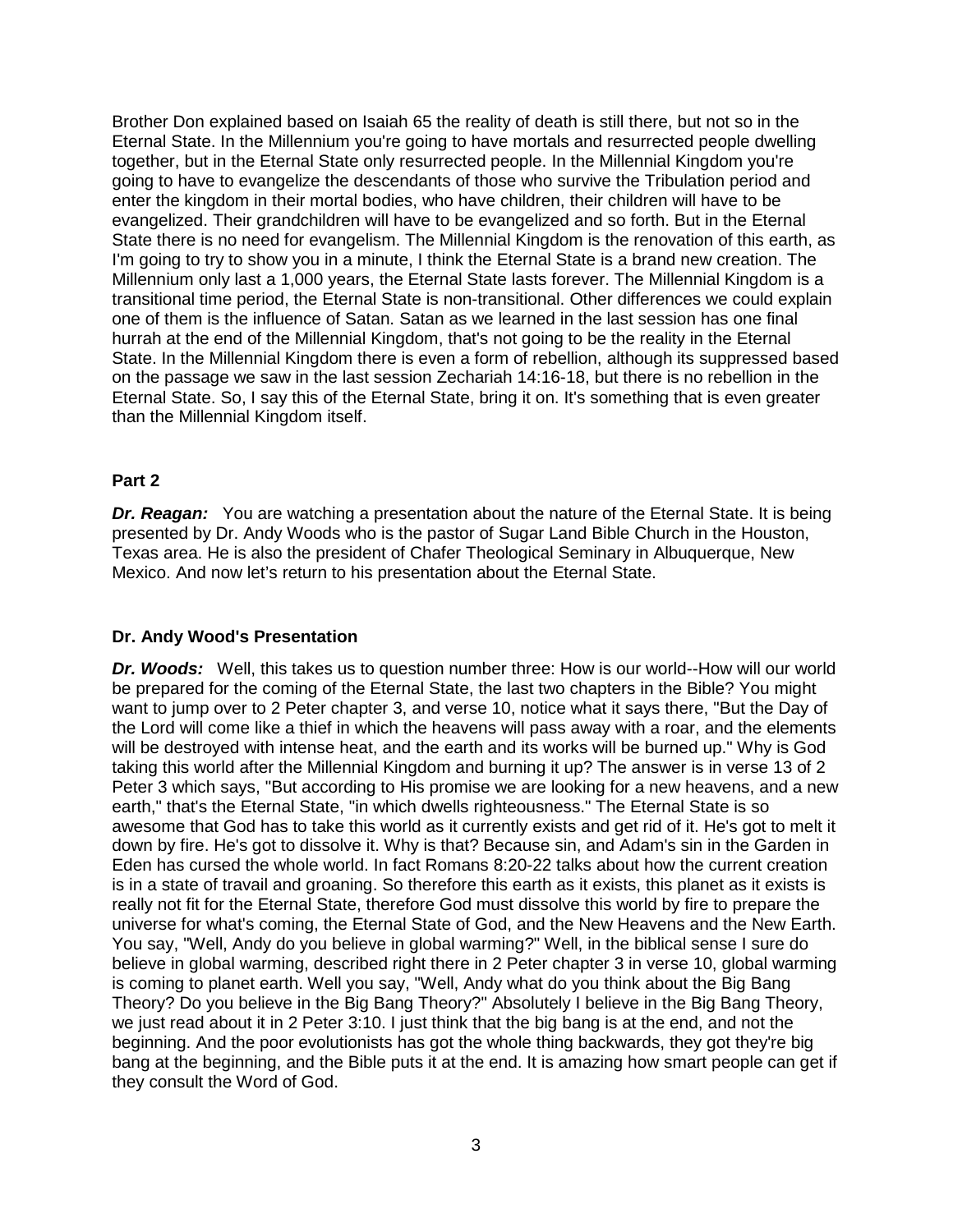Brother Don explained based on Isaiah 65 the reality of death is still there, but not so in the Eternal State. In the Millennium you're going to have mortals and resurrected people dwelling together, but in the Eternal State only resurrected people. In the Millennial Kingdom you're going to have to evangelize the descendants of those who survive the Tribulation period and enter the kingdom in their mortal bodies, who have children, their children will have to be evangelized. Their grandchildren will have to be evangelized and so forth. But in the Eternal State there is no need for evangelism. The Millennial Kingdom is the renovation of this earth, as I'm going to try to show you in a minute, I think the Eternal State is a brand new creation. The Millennium only last a 1,000 years, the Eternal State lasts forever. The Millennial Kingdom is a transitional time period, the Eternal State is non-transitional. Other differences we could explain one of them is the influence of Satan. Satan as we learned in the last session has one final hurrah at the end of the Millennial Kingdom, that's not going to be the reality in the Eternal State. In the Millennial Kingdom there is even a form of rebellion, although its suppressed based on the passage we saw in the last session Zechariah 14:16-18, but there is no rebellion in the Eternal State. So, I say this of the Eternal State, bring it on. It's something that is even greater than the Millennial Kingdom itself.

## Part 2

***Dr. Reagan:*** You are watching a presentation about the nature of the Eternal State. It is being presented by Dr. Andy Woods who is the pastor of Sugar Land Bible Church in the Houston, Texas area. He is also the president of Chafer Theological Seminary in Albuquerque, New Mexico. And now let's return to his presentation about the Eternal State.

## Dr. Andy Wood's Presentation

***Dr. Woods:*** Well, this takes us to question number three: How is our world--How will our world be prepared for the coming of the Eternal State, the last two chapters in the Bible? You might want to jump over to 2 Peter chapter 3, and verse 10, notice what it says there, "But the Day of the Lord will come like a thief in which the heavens will pass away with a roar, and the elements will be destroyed with intense heat, and the earth and its works will be burned up." Why is God taking this world after the Millennial Kingdom and burning it up? The answer is in verse 13 of 2 Peter 3 which says, "But according to His promise we are looking for a new heavens, and a new earth," that's the Eternal State, "in which dwells righteousness." The Eternal State is so awesome that God has to take this world as it currently exists and get rid of it. He's got to melt it down by fire. He's got to dissolve it. Why is that? Because sin, and Adam's sin in the Garden in Eden has cursed the whole world. In fact Romans 8:20-22 talks about how the current creation is in a state of travail and groaning. So therefore this earth as it exists, this planet as it exists is really not fit for the Eternal State, therefore God must dissolve this world by fire to prepare the universe for what's coming, the Eternal State of God, and the New Heavens and the New Earth. You say, "Well, Andy do you believe in global warming?" Well, in the biblical sense I sure do believe in global warming, described right there in 2 Peter chapter 3 in verse 10, global warming is coming to planet earth. Well you say, "Well, Andy what do you think about the Big Bang Theory? Do you believe in the Big Bang Theory?" Absolutely I believe in the Big Bang Theory, we just read about it in 2 Peter 3:10. I just think that the big bang is at the end, and not the beginning. And the poor evolutionists has got the whole thing backwards, they got they're big bang at the beginning, and the Bible puts it at the end. It is amazing how smart people can get if they consult the Word of God.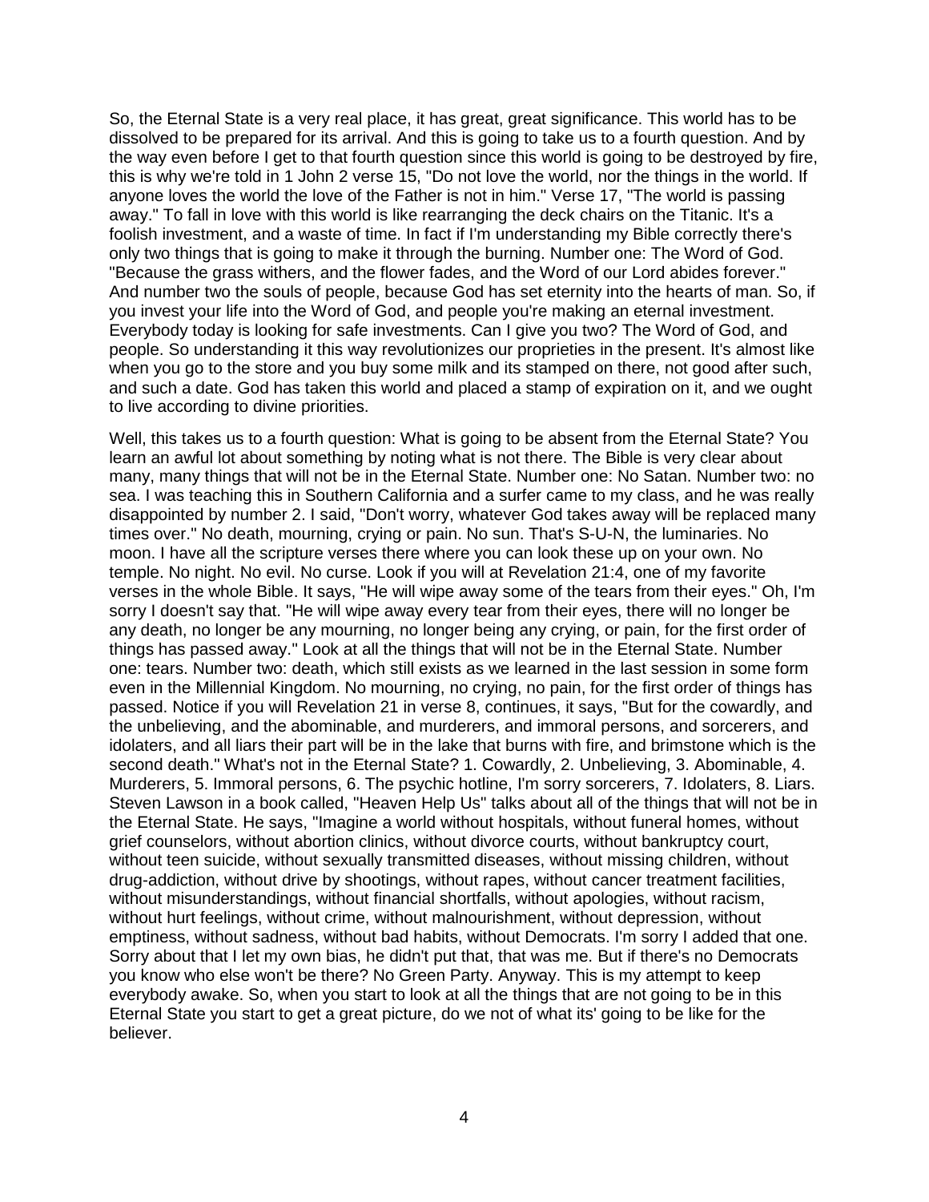So, the Eternal State is a very real place, it has great, great significance. This world has to be dissolved to be prepared for its arrival. And this is going to take us to a fourth question. And by the way even before I get to that fourth question since this world is going to be destroyed by fire, this is why we're told in 1 John 2 verse 15, "Do not love the world, nor the things in the world. If anyone loves the world the love of the Father is not in him." Verse 17, "The world is passing away." To fall in love with this world is like rearranging the deck chairs on the Titanic. It's a foolish investment, and a waste of time. In fact if I'm understanding my Bible correctly there's only two things that is going to make it through the burning. Number one: The Word of God. "Because the grass withers, and the flower fades, and the Word of our Lord abides forever." And number two the souls of people, because God has set eternity into the hearts of man. So, if you invest your life into the Word of God, and people you're making an eternal investment. Everybody today is looking for safe investments. Can I give you two? The Word of God, and people. So understanding it this way revolutionizes our proprieties in the present. It's almost like when you go to the store and you buy some milk and its stamped on there, not good after such, and such a date. God has taken this world and placed a stamp of expiration on it, and we ought to live according to divine priorities.

Well, this takes us to a fourth question: What is going to be absent from the Eternal State? You learn an awful lot about something by noting what is not there. The Bible is very clear about many, many things that will not be in the Eternal State. Number one: No Satan. Number two: no sea. I was teaching this in Southern California and a surfer came to my class, and he was really disappointed by number 2. I said, "Don't worry, whatever God takes away will be replaced many times over." No death, mourning, crying or pain. No sun. That's S-U-N, the luminaries. No moon. I have all the scripture verses there where you can look these up on your own. No temple. No night. No evil. No curse. Look if you will at Revelation 21:4, one of my favorite verses in the whole Bible. It says, "He will wipe away some of the tears from their eyes." Oh, I'm sorry I doesn't say that. "He will wipe away every tear from their eyes, there will no longer be any death, no longer be any mourning, no longer being any crying, or pain, for the first order of things has passed away." Look at all the things that will not be in the Eternal State. Number one: tears. Number two: death, which still exists as we learned in the last session in some form even in the Millennial Kingdom. No mourning, no crying, no pain, for the first order of things has passed. Notice if you will Revelation 21 in verse 8, continues, it says, "But for the cowardly, and the unbelieving, and the abominable, and murderers, and immoral persons, and sorcerers, and idolaters, and all liars their part will be in the lake that burns with fire, and brimstone which is the second death." What's not in the Eternal State? 1. Cowardly, 2. Unbelieving, 3. Abominable, 4. Murderers, 5. Immoral persons, 6. The psychic hotline, I'm sorry sorcerers, 7. Idolaters, 8. Liars. Steven Lawson in a book called, "Heaven Help Us" talks about all of the things that will not be in the Eternal State. He says, "Imagine a world without hospitals, without funeral homes, without grief counselors, without abortion clinics, without divorce courts, without bankruptcy court, without teen suicide, without sexually transmitted diseases, without missing children, without drug-addiction, without drive by shootings, without rapes, without cancer treatment facilities, without misunderstandings, without financial shortfalls, without apologies, without racism, without hurt feelings, without crime, without malnourishment, without depression, without emptiness, without sadness, without bad habits, without Democrats. I'm sorry I added that one. Sorry about that I let my own bias, he didn't put that, that was me. But if there's no Democrats you know who else won't be there? No Green Party. Anyway. This is my attempt to keep everybody awake. So, when you start to look at all the things that are not going to be in this Eternal State you start to get a great picture, do we not of what its' going to be like for the believer.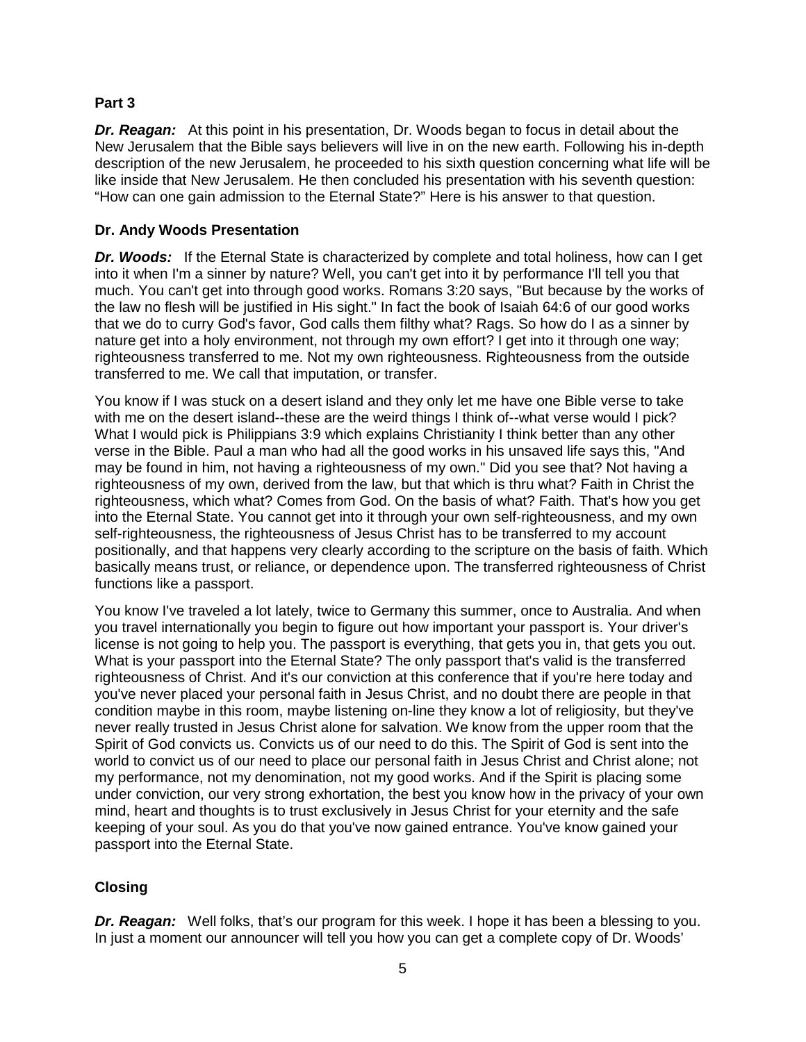## Part 3

***Dr. Reagan:*** At this point in his presentation, Dr. Woods began to focus in detail about the New Jerusalem that the Bible says believers will live in on the new earth. Following his in-depth description of the new Jerusalem, he proceeded to his sixth question concerning what life will be like inside that New Jerusalem. He then concluded his presentation with his seventh question: "How can one gain admission to the Eternal State?" Here is his answer to that question.

## Dr. Andy Woods Presentation

***Dr. Woods:*** If the Eternal State is characterized by complete and total holiness, how can I get into it when I'm a sinner by nature? Well, you can't get into it by performance I'll tell you that much. You can't get into through good works. Romans 3:20 says, "But because by the works of the law no flesh will be justified in His sight." In fact the book of Isaiah 64:6 of our good works that we do to curry God's favor, God calls them filthy what? Rags. So how do I as a sinner by nature get into a holy environment, not through my own effort? I get into it through one way; righteousness transferred to me. Not my own righteousness. Righteousness from the outside transferred to me. We call that imputation, or transfer.

You know if I was stuck on a desert island and they only let me have one Bible verse to take with me on the desert island--these are the weird things I think of--what verse would I pick? What I would pick is Philippians 3:9 which explains Christianity I think better than any other verse in the Bible. Paul a man who had all the good works in his unsaved life says this, "And may be found in him, not having a righteousness of my own." Did you see that? Not having a righteousness of my own, derived from the law, but that which is thru what? Faith in Christ the righteousness, which what? Comes from God. On the basis of what? Faith. That's how you get into the Eternal State. You cannot get into it through your own self-righteousness, and my own self-righteousness, the righteousness of Jesus Christ has to be transferred to my account positionally, and that happens very clearly according to the scripture on the basis of faith. Which basically means trust, or reliance, or dependence upon. The transferred righteousness of Christ functions like a passport.

You know I've traveled a lot lately, twice to Germany this summer, once to Australia. And when you travel internationally you begin to figure out how important your passport is. Your driver's license is not going to help you. The passport is everything, that gets you in, that gets you out. What is your passport into the Eternal State? The only passport that's valid is the transferred righteousness of Christ. And it's our conviction at this conference that if you're here today and you've never placed your personal faith in Jesus Christ, and no doubt there are people in that condition maybe in this room, maybe listening on-line they know a lot of religiosity, but they've never really trusted in Jesus Christ alone for salvation. We know from the upper room that the Spirit of God convicts us. Convicts us of our need to do this. The Spirit of God is sent into the world to convict us of our need to place our personal faith in Jesus Christ and Christ alone; not my performance, not my denomination, not my good works. And if the Spirit is placing some under conviction, our very strong exhortation, the best you know how in the privacy of your own mind, heart and thoughts is to trust exclusively in Jesus Christ for your eternity and the safe keeping of your soul. As you do that you've now gained entrance. You've know gained your passport into the Eternal State.

## Closing

***Dr. Reagan:*** Well folks, that's our program for this week. I hope it has been a blessing to you. In just a moment our announcer will tell you how you can get a complete copy of Dr. Woods'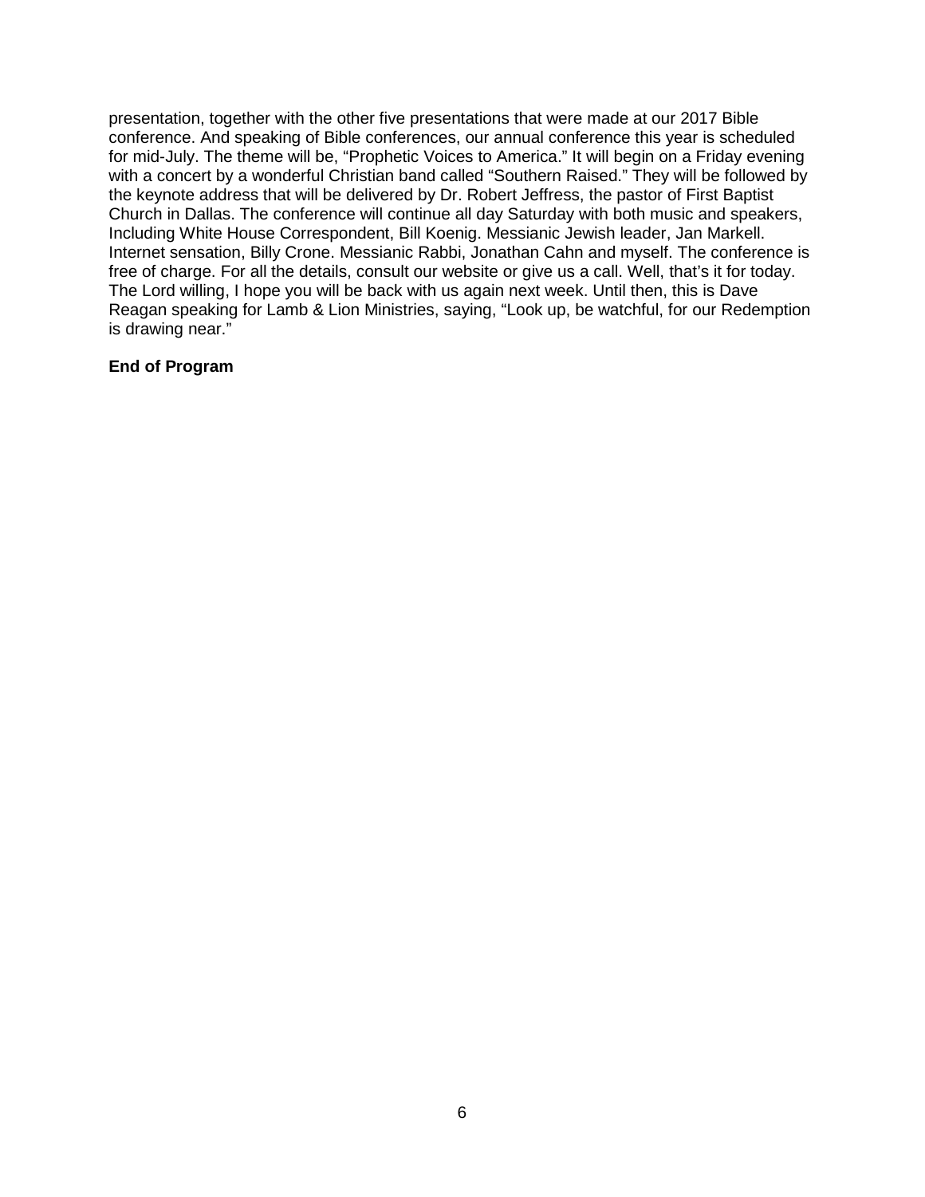presentation, together with the other five presentations that were made at our 2017 Bible conference. And speaking of Bible conferences, our annual conference this year is scheduled for mid-July. The theme will be, “Prophetic Voices to America.” It will begin on a Friday evening with a concert by a wonderful Christian band called “Southern Raised.” They will be followed by the keynote address that will be delivered by Dr. Robert Jeffress, the pastor of First Baptist Church in Dallas. The conference will continue all day Saturday with both music and speakers, Including White House Correspondent, Bill Koenig. Messianic Jewish leader, Jan Markell. Internet sensation, Billy Crone. Messianic Rabbi, Jonathan Cahn and myself. The conference is free of charge. For all the details, consult our website or give us a call. Well, that’s it for today. The Lord willing, I hope you will be back with us again next week. Until then, this is Dave Reagan speaking for Lamb & Lion Ministries, saying, “Look up, be watchful, for our Redemption is drawing near.”

**End of Program**